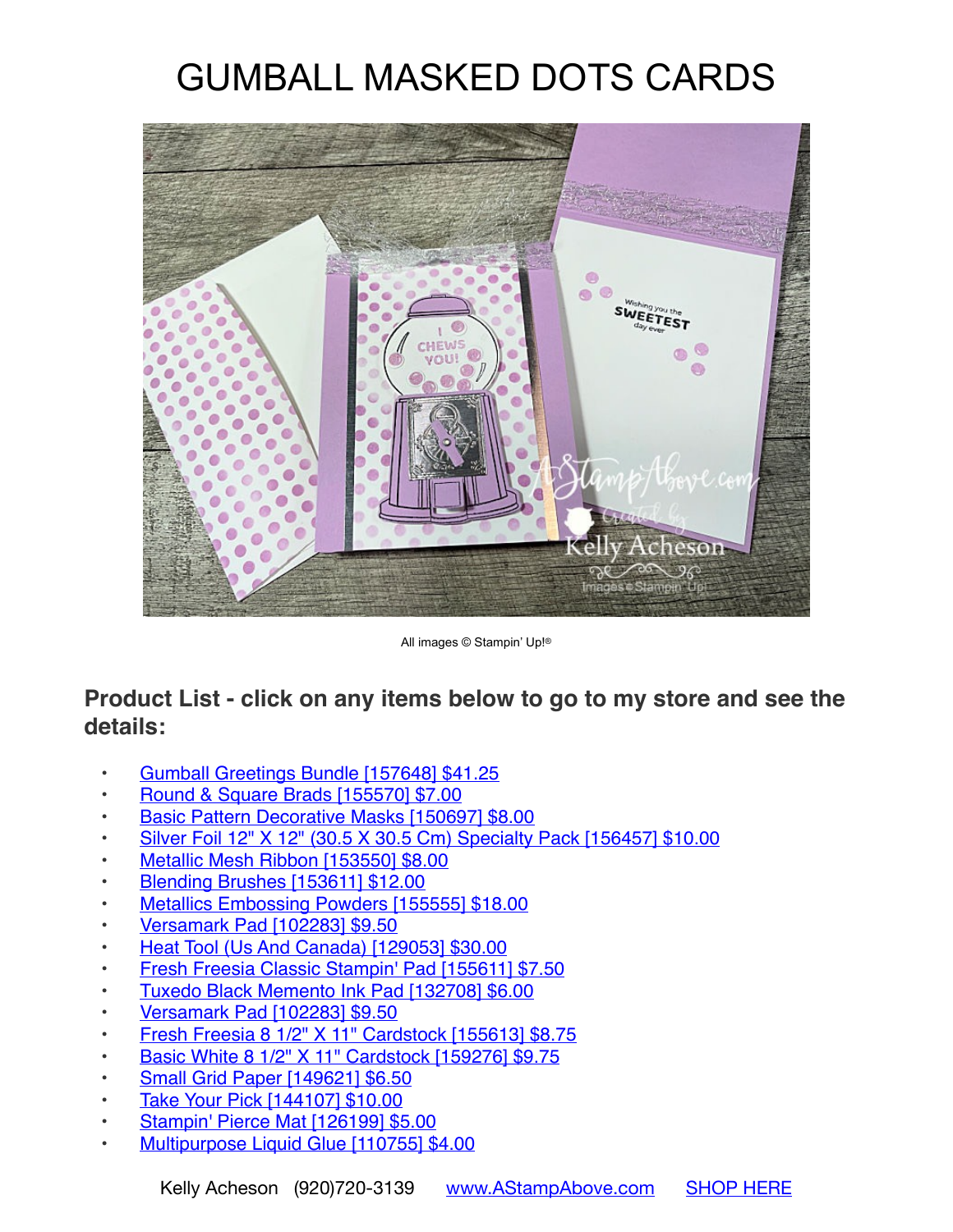# GUMBALL MASKED DOTS CARDS

All images © Stampin' Up!®

**Product List - click on any items below to go to my store and see the details:**

- Gumball Greetings Bundle [157648] $41.25
- Round & Square Brads [155570] $7.00
- Basic Pattern Decorative Masks [150697] $8.00
- Silver Foil 12" X 12" (30.5 X 30.5 Cm) Specialty Pack [156457] $10.00
- Metallic Mesh Ribbon [153550] $8.00
- Blending Brushes [153611] $12.00
- Metallics Embossing Powders [155555] $18.00
- Versamark Pad [102283] $9.50
- Heat Tool (Us And Canada) [129053] $30.00
- Fresh Freesia Classic Stampin' Pad [155611] $7.50
- Tuxedo Black Memento Ink Pad [132708] $6.00
- Versamark Pad [102283] $9.50
- Fresh Freesia 8 1/2" X 11" Cardstock [155613] $8.75
- Basic White 8 1/2" X 11" Cardstock [159276] $9.75
- Small Grid Paper [149621] $6.50
- Take Your Pick [144107] $10.00
- Stampin' Pierce Mat [126199] $5.00
- Multipurpose Liquid Glue [110755] $4.00

Kelly Acheson (920)720-3139 www.AStampAbove.com SHOP HERE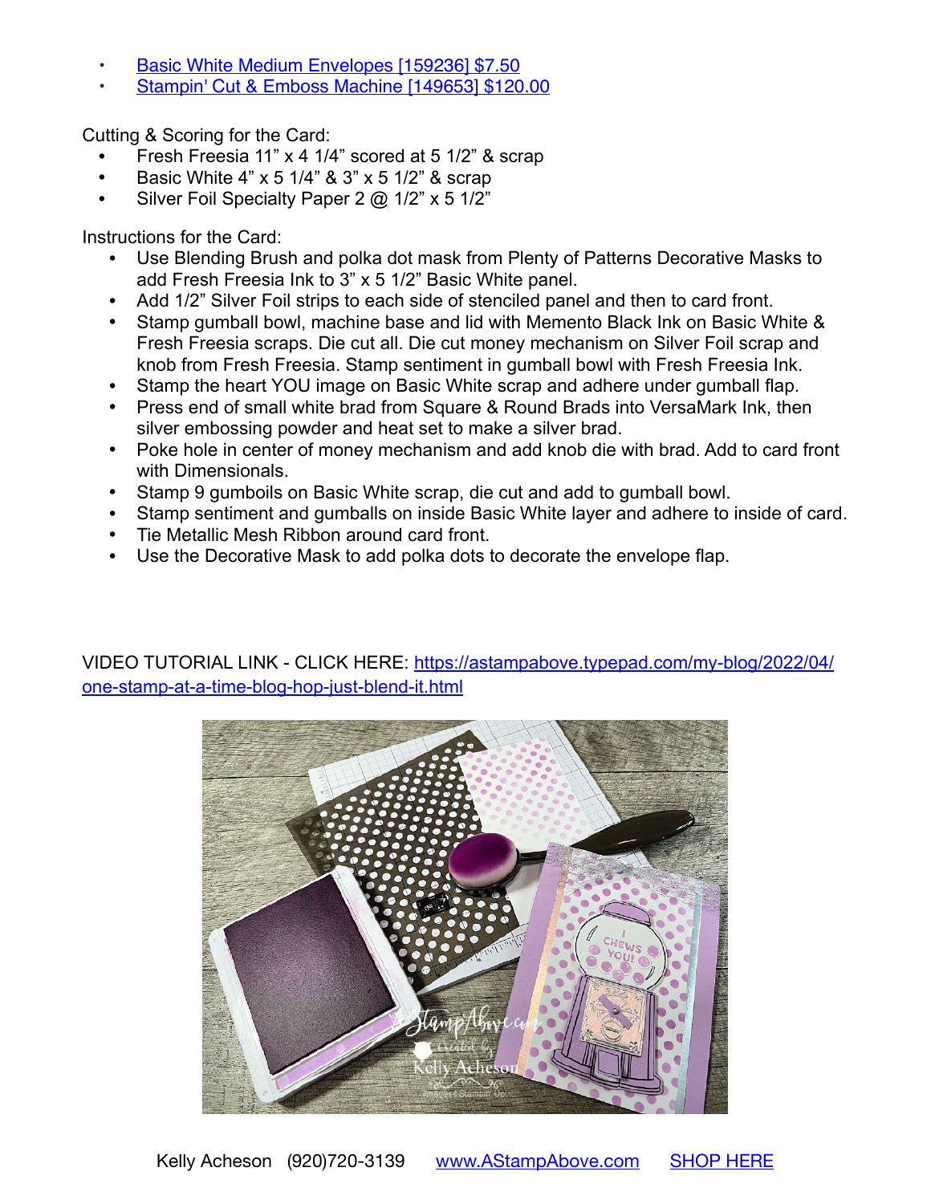- [Basic White Medium Envelopes [159236] $7.50]
- [Stampin' Cut & Emboss Machine [149653] $120.00]

Cutting & Scoring for the Card:

- Fresh Freesia 11” x 4 1/4” scored at 5 1/2” & scrap
- Basic White 4” x 5 1/4” & 3” x 5 1/2” & scrap
- Silver Foil Specialty Paper 2 @ 1/2” x 5 1/2”

Instructions for the Card:

- Use Blending Brush and polka dot mask from Plenty of Patterns Decorative Masks to add Fresh Freesia Ink to 3” x 5 1/2” Basic White panel.
- Add 1/2” Silver Foil strips to each side of stenciled panel and then to card front.
- Stamp gumball bowl, machine base and lid with Memento Black Ink on Basic White & Fresh Freesia scraps. Die cut all. Die cut money mechanism on Silver Foil scrap and knob from Fresh Freesia. Stamp sentiment in gumball bowl with Fresh Freesia Ink.
- Stamp the heart YOU image on Basic White scrap and adhere under gumball flap.
- Press end of small white brad from Square & Round Brads into VersaMark Ink, then silver embossing powder and heat set to make a silver brad.
- Poke hole in center of money mechanism and add knob die with brad. Add to card front with Dimensionals.
- Stamp 9 gumboils on Basic White scrap, die cut and add to gumball bowl.
- Stamp sentiment and gumballs on inside Basic White layer and adhere to inside of card.
- Tie Metallic Mesh Ribbon around card front.
- Use the Decorative Mask to add polka dots to decorate the envelope flap.

VIDEO TUTORIAL LINK - CLICK HERE: https://astampabove.typepad.com/my-blog/2022/04/one-stamp-at-a-time-blog-hop-just-blend-it.html

Kelly Acheson (920)720-3139 www.AStampAbove.com SHOP HERE